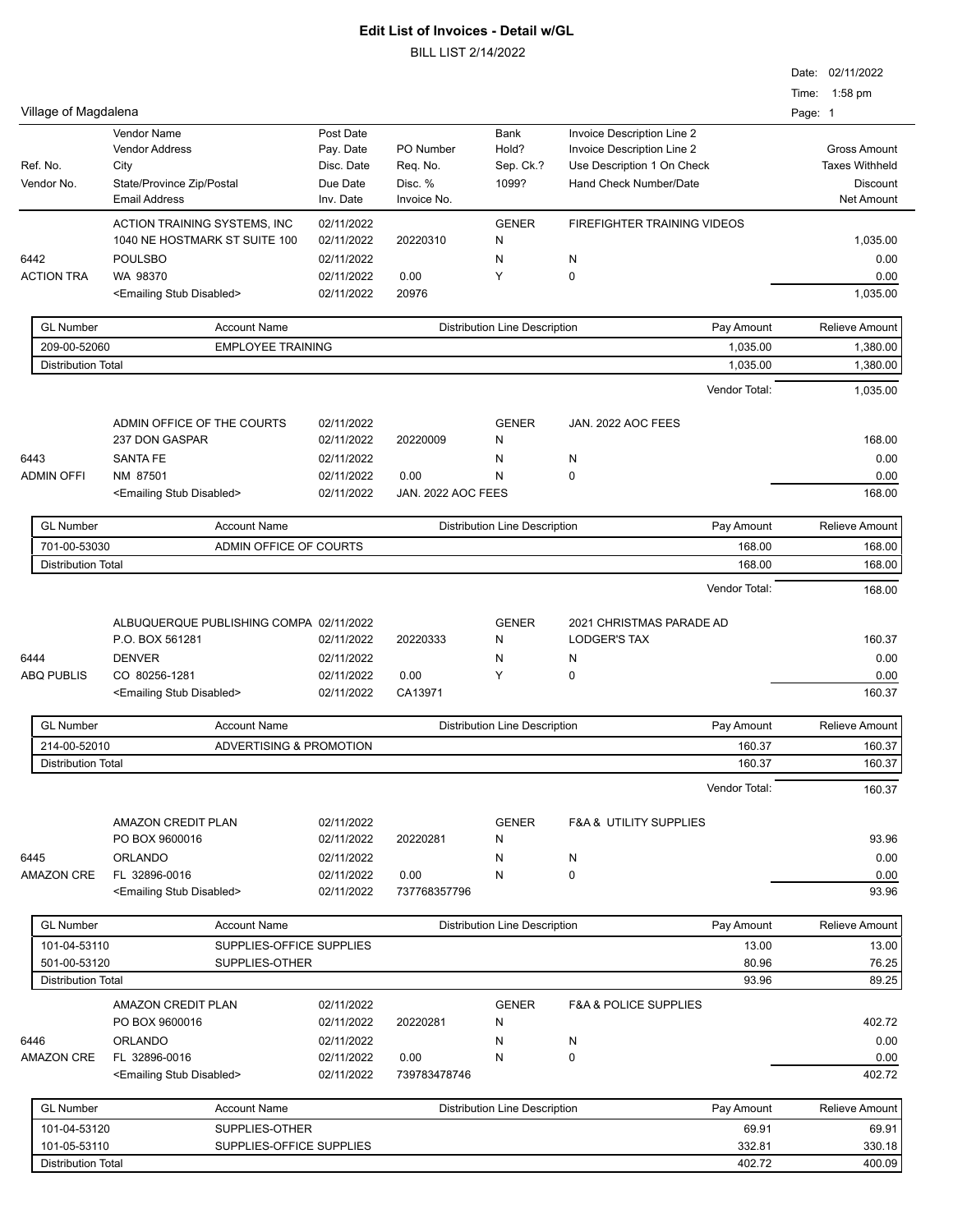# Edit List of Invoices - Detail w/GL

BILL LIST 2/14/2022

Date: 02/11/2022
Time: 1:58 pm

Village of Magdalena

| Ref. No. / Vendor No. | Vendor Name / Vendor Address / City / State/Province Zip/Postal / Email Address | Post Date / Pay. Date / Disc. Date / Due Date / Inv. Date | PO Number / Req. No. / Disc. % / Invoice No. | Bank / Hold? / Sep. Ck.? / 1099? | Invoice Description Line 2 / Invoice Description Line 2 / Use Description 1 On Check / Hand Check Number/Date | Gross Amount / Taxes Withheld / Discount / Net Amount |
|---|---|---|---|---|---|---|

## 6442 ACTION TRA

| | | | | | | |
|---|---|---|---|---|---|---|
| | ACTION TRAINING SYSTEMS, INC | 02/11/2022 | | GENER | FIREFIGHTER TRAINING VIDEOS | |
| | 1040 NE HOSTMARK ST SUITE 100 | 02/11/2022 | 20220310 | N | | 1,035.00 |
| 6442 | POULSBO | 02/11/2022 | | N | N | 0.00 |
| ACTION TRA | WA 98370 | 02/11/2022 | 0.00 | Y | 0 | 0.00 |
| | <Emailing Stub Disabled> | 02/11/2022 | 20976 | | | 1,035.00 |

| GL Number | Account Name | Distribution Line Description | Pay Amount | Relieve Amount |
|---|---|---|---|---|
| 209-00-52060 | EMPLOYEE TRAINING | | 1,035.00 | 1,380.00 |
| Distribution Total | | | 1,035.00 | 1,380.00 |

Vendor Total: 1,035.00

## 6443 ADMIN OFFI

| | | | | | | |
|---|---|---|---|---|---|---|
| | ADMIN OFFICE OF THE COURTS | 02/11/2022 | | GENER | JAN. 2022 AOC FEES | |
| | 237 DON GASPAR | 02/11/2022 | 20220009 | N | | 168.00 |
| 6443 | SANTA FE | 02/11/2022 | | N | N | 0.00 |
| ADMIN OFFI | NM 87501 | 02/11/2022 | 0.00 | N | 0 | 0.00 |
| | <Emailing Stub Disabled> | 02/11/2022 | JAN. 2022 AOC FEES | | | 168.00 |

| GL Number | Account Name | Distribution Line Description | Pay Amount | Relieve Amount |
|---|---|---|---|---|
| 701-00-53030 | ADMIN OFFICE OF COURTS | | 168.00 | 168.00 |
| Distribution Total | | | 168.00 | 168.00 |

Vendor Total: 168.00

## 6444 ABQ PUBLIS

| | | | | | | |
|---|---|---|---|---|---|---|
| | ALBUQUERQUE PUBLISHING COMPA | 02/11/2022 | | GENER | 2021 CHRISTMAS PARADE AD | |
| | P.O. BOX 561281 | 02/11/2022 | 20220333 | N | LODGER'S TAX | 160.37 |
| 6444 | DENVER | 02/11/2022 | | N | N | 0.00 |
| ABQ PUBLIS | CO 80256-1281 | 02/11/2022 | 0.00 | Y | 0 | 0.00 |
| | <Emailing Stub Disabled> | 02/11/2022 | CA13971 | | | 160.37 |

| GL Number | Account Name | Distribution Line Description | Pay Amount | Relieve Amount |
|---|---|---|---|---|
| 214-00-52010 | ADVERTISING & PROMOTION | | 160.37 | 160.37 |
| Distribution Total | | | 160.37 | 160.37 |

Vendor Total: 160.37

## 6445 AMAZON CRE

| | | | | | | |
|---|---|---|---|---|---|---|
| | AMAZON CREDIT PLAN | 02/11/2022 | | GENER | F&A & UTILITY SUPPLIES | |
| | PO BOX 9600016 | 02/11/2022 | 20220281 | N | | 93.96 |
| 6445 | ORLANDO | 02/11/2022 | | N | N | 0.00 |
| AMAZON CRE | FL 32896-0016 | 02/11/2022 | 0.00 | N | 0 | 0.00 |
| | <Emailing Stub Disabled> | 02/11/2022 | 737768357796 | | | 93.96 |

| GL Number | Account Name | Distribution Line Description | Pay Amount | Relieve Amount |
|---|---|---|---|---|
| 101-04-53110 | SUPPLIES-OFFICE SUPPLIES | | 13.00 | 13.00 |
| 501-00-53120 | SUPPLIES-OTHER | | 80.96 | 76.25 |
| Distribution Total | | | 93.96 | 89.25 |

## 6446 AMAZON CRE

| | | | | | | |
|---|---|---|---|---|---|---|
| | AMAZON CREDIT PLAN | 02/11/2022 | | GENER | F&A & POLICE SUPPLIES | |
| | PO BOX 9600016 | 02/11/2022 | 20220281 | N | | 402.72 |
| 6446 | ORLANDO | 02/11/2022 | | N | N | 0.00 |
| AMAZON CRE | FL 32896-0016 | 02/11/2022 | 0.00 | N | 0 | 0.00 |
| | <Emailing Stub Disabled> | 02/11/2022 | 739783478746 | | | 402.72 |

| GL Number | Account Name | Distribution Line Description | Pay Amount | Relieve Amount |
|---|---|---|---|---|
| 101-04-53120 | SUPPLIES-OTHER | | 69.91 | 69.91 |
| 101-05-53110 | SUPPLIES-OFFICE SUPPLIES | | 332.81 | 330.18 |
| Distribution Total | | | 402.72 | 400.09 |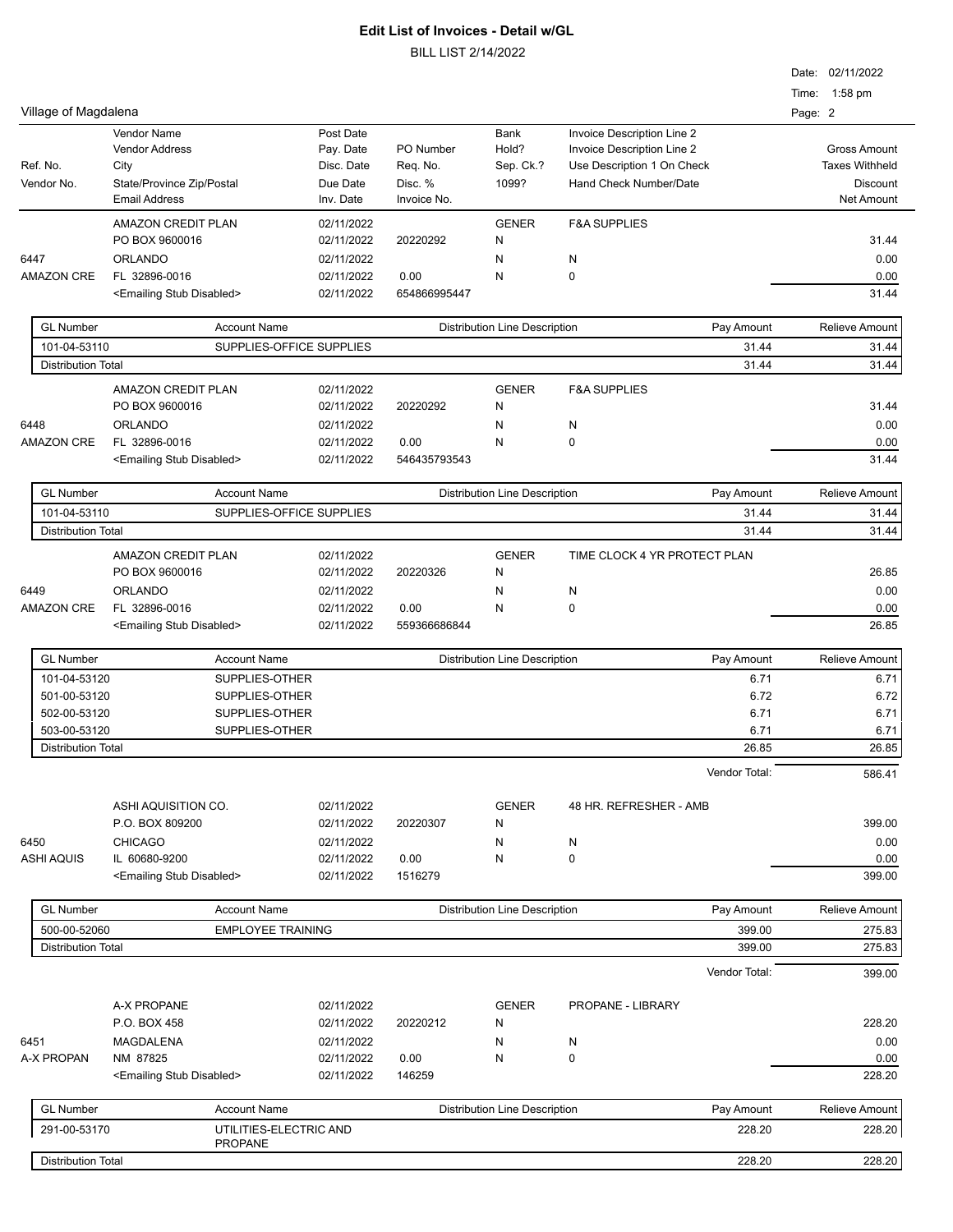# Edit List of Invoices - Detail w/GL

BILL LIST 2/14/2022

Date: 02/11/2022
Time: 1:58 pm

Village of Magdalena

| Ref. No. / Vendor No. | Vendor Name / Vendor Address / City / State/Province Zip/Postal / Email Address | Post Date / Pay. Date / Disc. Date / Due Date / Inv. Date | PO Number / Req. No. / Disc. % / Invoice No. | Bank / Hold? / Sep. Ck.? / 1099? | Invoice Description Line 2 / Invoice Description Line 2 / Use Description 1 On Check / Hand Check Number/Date | Gross Amount / Taxes Withheld / Discount / Net Amount |
|---|---|---|---|---|---|---|

**6447 — AMAZON CRE**

| | | | | | |
|---|---|---|---|---|---|
| AMAZON CREDIT PLAN | 02/11/2022 | | GENER | F&A SUPPLIES | |
| PO BOX 9600016 | 02/11/2022 | 20220292 | N | | 31.44 |
| ORLANDO | 02/11/2022 | | N | N | 0.00 |
| FL 32896-0016 | 02/11/2022 | 0.00 | N | 0 | 0.00 |
| <Emailing Stub Disabled> | 02/11/2022 | 654866995447 | | | 31.44 |

| GL Number | Account Name | Distribution Line Description | Pay Amount | Relieve Amount |
|---|---|---|---|---|
| 101-04-53110 | SUPPLIES-OFFICE SUPPLIES | | 31.44 | 31.44 |
| Distribution Total | | | 31.44 | 31.44 |

**6448 — AMAZON CRE**

| | | | | | |
|---|---|---|---|---|---|
| AMAZON CREDIT PLAN | 02/11/2022 | | GENER | F&A SUPPLIES | |
| PO BOX 9600016 | 02/11/2022 | 20220292 | N | | 31.44 |
| ORLANDO | 02/11/2022 | | N | N | 0.00 |
| FL 32896-0016 | 02/11/2022 | 0.00 | N | 0 | 0.00 |
| <Emailing Stub Disabled> | 02/11/2022 | 546435793543 | | | 31.44 |

| GL Number | Account Name | Distribution Line Description | Pay Amount | Relieve Amount |
|---|---|---|---|---|
| 101-04-53110 | SUPPLIES-OFFICE SUPPLIES | | 31.44 | 31.44 |
| Distribution Total | | | 31.44 | 31.44 |

**6449 — AMAZON CRE**

| | | | | | |
|---|---|---|---|---|---|
| AMAZON CREDIT PLAN | 02/11/2022 | | GENER | TIME CLOCK 4 YR PROTECT PLAN | |
| PO BOX 9600016 | 02/11/2022 | 20220326 | N | | 26.85 |
| ORLANDO | 02/11/2022 | | N | N | 0.00 |
| FL 32896-0016 | 02/11/2022 | 0.00 | N | 0 | 0.00 |
| <Emailing Stub Disabled> | 02/11/2022 | 559366686844 | | | 26.85 |

| GL Number | Account Name | Distribution Line Description | Pay Amount | Relieve Amount |
|---|---|---|---|---|
| 101-04-53120 | SUPPLIES-OTHER | | 6.71 | 6.71 |
| 501-00-53120 | SUPPLIES-OTHER | | 6.72 | 6.72 |
| 502-00-53120 | SUPPLIES-OTHER | | 6.71 | 6.71 |
| 503-00-53120 | SUPPLIES-OTHER | | 6.71 | 6.71 |
| Distribution Total | | | 26.85 | 26.85 |

Vendor Total: 586.41

**6450 — ASHI AQUIS**

| | | | | | |
|---|---|---|---|---|---|
| ASHI AQUISITION CO. | 02/11/2022 | | GENER | 48 HR. REFRESHER - AMB | |
| P.O. BOX 809200 | 02/11/2022 | 20220307 | N | | 399.00 |
| CHICAGO | 02/11/2022 | | N | N | 0.00 |
| IL 60680-9200 | 02/11/2022 | 0.00 | N | 0 | 0.00 |
| <Emailing Stub Disabled> | 02/11/2022 | 1516279 | | | 399.00 |

| GL Number | Account Name | Distribution Line Description | Pay Amount | Relieve Amount |
|---|---|---|---|---|
| 500-00-52060 | EMPLOYEE TRAINING | | 399.00 | 275.83 |
| Distribution Total | | | 399.00 | 275.83 |

Vendor Total: 399.00

**6451 — A-X PROPAN**

| | | | | | |
|---|---|---|---|---|---|
| A-X PROPANE | 02/11/2022 | | GENER | PROPANE - LIBRARY | |
| P.O. BOX 458 | 02/11/2022 | 20220212 | N | | 228.20 |
| MAGDALENA | 02/11/2022 | | N | N | 0.00 |
| NM 87825 | 02/11/2022 | 0.00 | N | 0 | 0.00 |
| <Emailing Stub Disabled> | 02/11/2022 | 146259 | | | 228.20 |

| GL Number | Account Name | Distribution Line Description | Pay Amount | Relieve Amount |
|---|---|---|---|---|
| 291-00-53170 | UTILITIES-ELECTRIC AND PROPANE | | 228.20 | 228.20 |
| Distribution Total | | | 228.20 | 228.20 |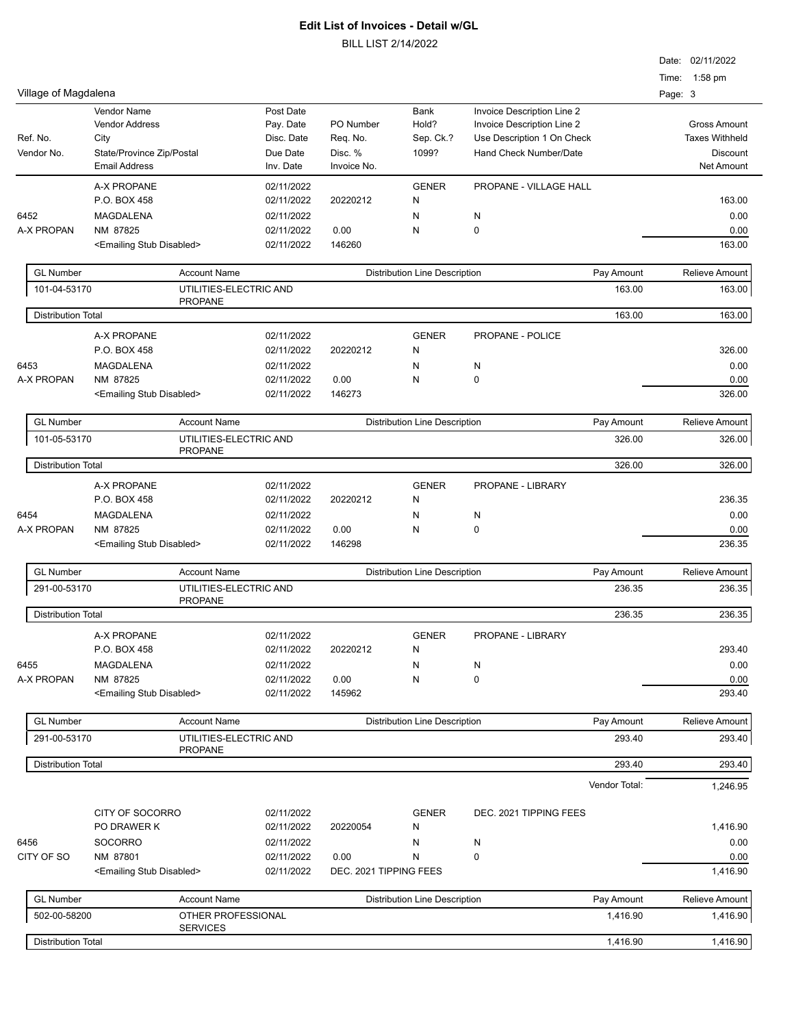# Edit List of Invoices - Detail w/GL

BILL LIST 2/14/2022

Date: 02/11/2022
Time: 1:58 pm

Village of Magdalena

| Ref. No. / Vendor No. | Vendor Name / Vendor Address / City / State/Province Zip/Postal / Email Address | Post Date / Pay. Date / Disc. Date / Due Date / Inv. Date | PO Number / Req. No. / Disc. % / Invoice No. | Bank / Hold? / Sep. Ck.? / 1099? | Invoice Description Line 2 / Invoice Description Line 2 / Use Description 1 On Check / Hand Check Number/Date | Gross Amount / Taxes Withheld / Discount / Net Amount |
|---|---|---|---|---|---|---|
| 6452 / A-X PROPAN | A-X PROPANE / P.O. BOX 458 / MAGDALENA / NM 87825 / <Emailing Stub Disabled> | 02/11/2022 / 02/11/2022 / 02/11/2022 / 02/11/2022 / 02/11/2022 | 20220212 / 0.00 / 146260 | GENER / N / N / N | PROPANE - VILLAGE HALL / N / 0 | 163.00 / 0.00 / 0.00 / 163.00 |

| GL Number | Account Name | Distribution Line Description | Pay Amount | Relieve Amount |
|---|---|---|---|---|
| 101-04-53170 | UTILITIES-ELECTRIC AND PROPANE | | 163.00 | 163.00 |
| Distribution Total | | | 163.00 | 163.00 |

| Ref. No. / Vendor No. | Vendor Name / Vendor Address / City / State/Province Zip/Postal / Email Address | Post Date / Pay. Date / Disc. Date / Due Date / Inv. Date | PO Number / Req. No. / Disc. % / Invoice No. | Bank / Hold? / Sep. Ck.? / 1099? | Invoice Description | Gross Amount / Taxes Withheld / Discount / Net Amount |
|---|---|---|---|---|---|---|
| 6453 / A-X PROPAN | A-X PROPANE / P.O. BOX 458 / MAGDALENA / NM 87825 / <Emailing Stub Disabled> | 02/11/2022 / 02/11/2022 / 02/11/2022 / 02/11/2022 / 02/11/2022 | 20220212 / 0.00 / 146273 | GENER / N / N / N | PROPANE - POLICE / N / 0 | 326.00 / 0.00 / 0.00 / 326.00 |

| GL Number | Account Name | Distribution Line Description | Pay Amount | Relieve Amount |
|---|---|---|---|---|
| 101-05-53170 | UTILITIES-ELECTRIC AND PROPANE | | 326.00 | 326.00 |
| Distribution Total | | | 326.00 | 326.00 |

| Ref. No. / Vendor No. | Vendor Name / Vendor Address / City / State/Province Zip/Postal / Email Address | Post Date / Pay. Date / Disc. Date / Due Date / Inv. Date | PO Number / Req. No. / Disc. % / Invoice No. | Bank / Hold? / Sep. Ck.? / 1099? | Invoice Description | Gross Amount / Taxes Withheld / Discount / Net Amount |
|---|---|---|---|---|---|---|
| 6454 / A-X PROPAN | A-X PROPANE / P.O. BOX 458 / MAGDALENA / NM 87825 / <Emailing Stub Disabled> | 02/11/2022 / 02/11/2022 / 02/11/2022 / 02/11/2022 / 02/11/2022 | 20220212 / 0.00 / 146298 | GENER / N / N / N | PROPANE - LIBRARY / N / 0 | 236.35 / 0.00 / 0.00 / 236.35 |

| GL Number | Account Name | Distribution Line Description | Pay Amount | Relieve Amount |
|---|---|---|---|---|
| 291-00-53170 | UTILITIES-ELECTRIC AND PROPANE | | 236.35 | 236.35 |
| Distribution Total | | | 236.35 | 236.35 |

| Ref. No. / Vendor No. | Vendor Name / Vendor Address / City / State/Province Zip/Postal / Email Address | Post Date / Pay. Date / Disc. Date / Due Date / Inv. Date | PO Number / Req. No. / Disc. % / Invoice No. | Bank / Hold? / Sep. Ck.? / 1099? | Invoice Description | Gross Amount / Taxes Withheld / Discount / Net Amount |
|---|---|---|---|---|---|---|
| 6455 / A-X PROPAN | A-X PROPANE / P.O. BOX 458 / MAGDALENA / NM 87825 / <Emailing Stub Disabled> | 02/11/2022 / 02/11/2022 / 02/11/2022 / 02/11/2022 / 02/11/2022 | 20220212 / 0.00 / 145962 | GENER / N / N / N | PROPANE - LIBRARY / N / 0 | 293.40 / 0.00 / 0.00 / 293.40 |

| GL Number | Account Name | Distribution Line Description | Pay Amount | Relieve Amount |
|---|---|---|---|---|
| 291-00-53170 | UTILITIES-ELECTRIC AND PROPANE | | 293.40 | 293.40 |
| Distribution Total | | | 293.40 | 293.40 |

Vendor Total: 1,246.95

| Ref. No. / Vendor No. | Vendor Name / Vendor Address / City / State/Province Zip/Postal / Email Address | Post Date / Pay. Date / Disc. Date / Due Date / Inv. Date | PO Number / Req. No. / Disc. % / Invoice No. | Bank / Hold? / Sep. Ck.? / 1099? | Invoice Description | Gross Amount / Taxes Withheld / Discount / Net Amount |
|---|---|---|---|---|---|---|
| 6456 / CITY OF SO | CITY OF SOCORRO / PO DRAWER K / SOCORRO / NM 87801 / <Emailing Stub Disabled> | 02/11/2022 / 02/11/2022 / 02/11/2022 / 02/11/2022 / 02/11/2022 | 20220054 / 0.00 / DEC. 2021 TIPPING FEES | GENER / N / N / N | DEC. 2021 TIPPING FEES / N / 0 | 1,416.90 / 0.00 / 0.00 / 1,416.90 |

| GL Number | Account Name | Distribution Line Description | Pay Amount | Relieve Amount |
|---|---|---|---|---|
| 502-00-58200 | OTHER PROFESSIONAL SERVICES | | 1,416.90 | 1,416.90 |
| Distribution Total | | | 1,416.90 | 1,416.90 |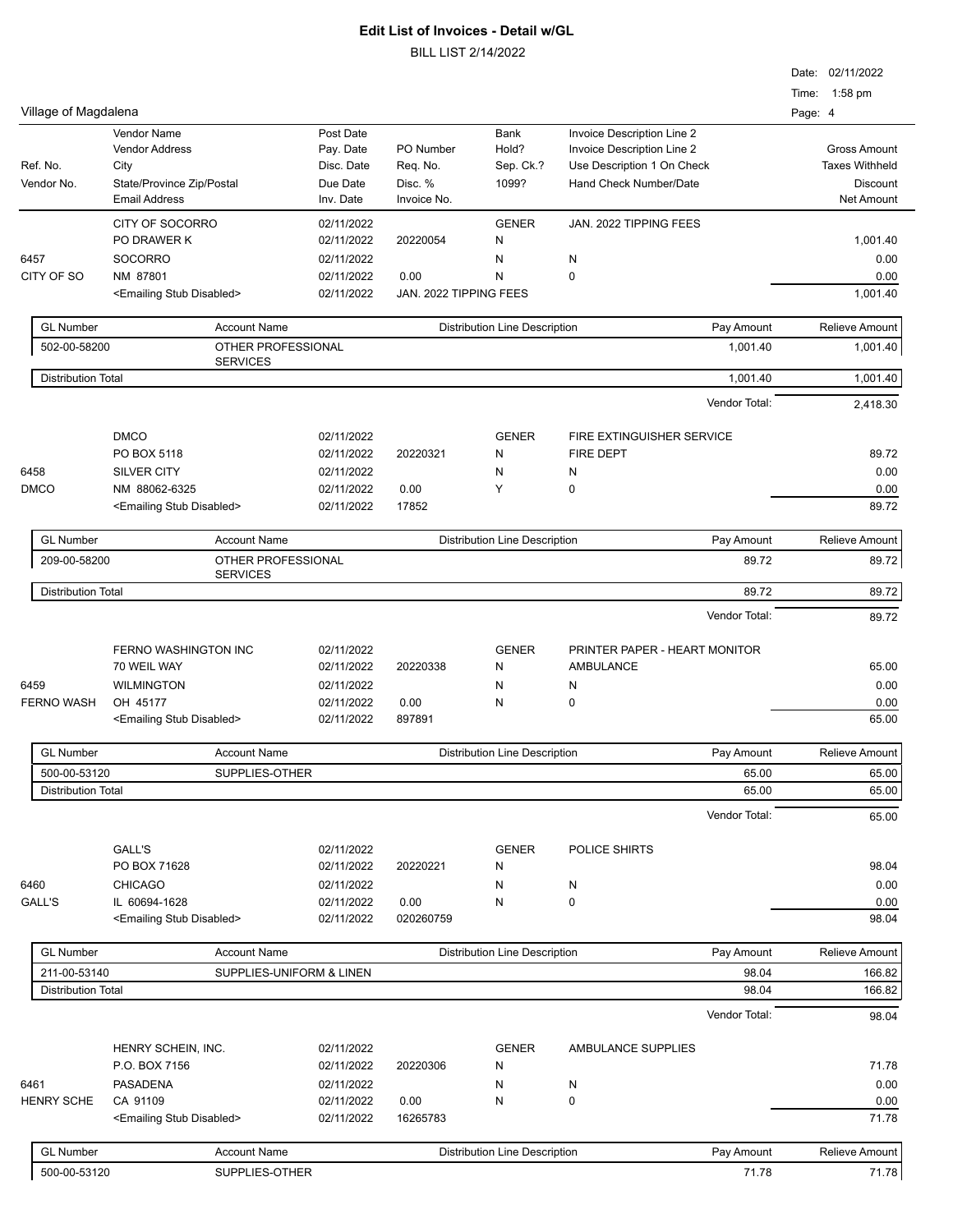# Edit List of Invoices - Detail w/GL

BILL LIST 2/14/2022

Date: 02/11/2022
Time: 1:58 pm

Village of Magdalena

| Ref. No. / Vendor No. | Vendor Name / Vendor Address / City / State/Province Zip/Postal / Email Address | Post Date / Pay. Date / Disc. Date / Due Date / Inv. Date | PO Number / Req. No. / Disc. % / Invoice No. | Bank / Hold? / Sep. Ck.? / 1099? | Invoice Description Line 2 / Invoice Description Line 2 / Use Description 1 On Check / Hand Check Number/Date | Gross Amount / Taxes Withheld / Discount / Net Amount |
|---|---|---|---|---|---|---|

## CITY OF SOCORRO

| | | | | | | |
|---|---|---|---|---|---|---|
| | CITY OF SOCORRO | 02/11/2022 | | GENER | JAN. 2022 TIPPING FEES | |
| | PO DRAWER K | 02/11/2022 | 20220054 | N | | 1,001.40 |
| 6457 | SOCORRO | 02/11/2022 | | N | N | 0.00 |
| CITY OF SO | NM 87801 | 02/11/2022 | 0.00 | N | 0 | 0.00 |
| | <Emailing Stub Disabled> | 02/11/2022 | JAN. 2022 TIPPING FEES | | | 1,001.40 |

| GL Number | Account Name | Distribution Line Description | Pay Amount | Relieve Amount |
|---|---|---|---|---|
| 502-00-58200 | OTHER PROFESSIONAL SERVICES | | 1,001.40 | 1,001.40 |
| Distribution Total | | | 1,001.40 | 1,001.40 |

Vendor Total: 2,418.30

## DMCO

| | | | | | | |
|---|---|---|---|---|---|---|
| | DMCO | 02/11/2022 | | GENER | FIRE EXTINGUISHER SERVICE | |
| | PO BOX 5118 | 02/11/2022 | 20220321 | N | FIRE DEPT | 89.72 |
| 6458 | SILVER CITY | 02/11/2022 | | N | N | 0.00 |
| DMCO | NM 88062-6325 | 02/11/2022 | 0.00 | Y | 0 | 0.00 |
| | <Emailing Stub Disabled> | 02/11/2022 | 17852 | | | 89.72 |

| GL Number | Account Name | Distribution Line Description | Pay Amount | Relieve Amount |
|---|---|---|---|---|
| 209-00-58200 | OTHER PROFESSIONAL SERVICES | | 89.72 | 89.72 |
| Distribution Total | | | 89.72 | 89.72 |

Vendor Total: 89.72

## FERNO WASHINGTON INC

| | | | | | | |
|---|---|---|---|---|---|---|
| | FERNO WASHINGTON INC | 02/11/2022 | | GENER | PRINTER PAPER - HEART MONITOR | |
| | 70 WEIL WAY | 02/11/2022 | 20220338 | N | AMBULANCE | 65.00 |
| 6459 | WILMINGTON | 02/11/2022 | | N | N | 0.00 |
| FERNO WASH | OH 45177 | 02/11/2022 | 0.00 | N | 0 | 0.00 |
| | <Emailing Stub Disabled> | 02/11/2022 | 897891 | | | 65.00 |

| GL Number | Account Name | Distribution Line Description | Pay Amount | Relieve Amount |
|---|---|---|---|---|
| 500-00-53120 | SUPPLIES-OTHER | | 65.00 | 65.00 |
| Distribution Total | | | 65.00 | 65.00 |

Vendor Total: 65.00

## GALL'S

| | | | | | | |
|---|---|---|---|---|---|---|
| | GALL'S | 02/11/2022 | | GENER | POLICE SHIRTS | |
| | PO BOX 71628 | 02/11/2022 | 20220221 | N | | 98.04 |
| 6460 | CHICAGO | 02/11/2022 | | N | N | 0.00 |
| GALL'S | IL 60694-1628 | 02/11/2022 | 0.00 | N | 0 | 0.00 |
| | <Emailing Stub Disabled> | 02/11/2022 | 020260759 | | | 98.04 |

| GL Number | Account Name | Distribution Line Description | Pay Amount | Relieve Amount |
|---|---|---|---|---|
| 211-00-53140 | SUPPLIES-UNIFORM & LINEN | | 98.04 | 166.82 |
| Distribution Total | | | 98.04 | 166.82 |

Vendor Total: 98.04

## HENRY SCHEIN, INC.

| | | | | | | |
|---|---|---|---|---|---|---|
| | HENRY SCHEIN, INC. | 02/11/2022 | | GENER | AMBULANCE SUPPLIES | |
| | P.O. BOX 7156 | 02/11/2022 | 20220306 | N | | 71.78 |
| 6461 | PASADENA | 02/11/2022 | | N | N | 0.00 |
| HENRY SCHE | CA 91109 | 02/11/2022 | 0.00 | N | 0 | 0.00 |
| | <Emailing Stub Disabled> | 02/11/2022 | 16265783 | | | 71.78 |

| GL Number | Account Name | Distribution Line Description | Pay Amount | Relieve Amount |
|---|---|---|---|---|
| 500-00-53120 | SUPPLIES-OTHER | | 71.78 | 71.78 |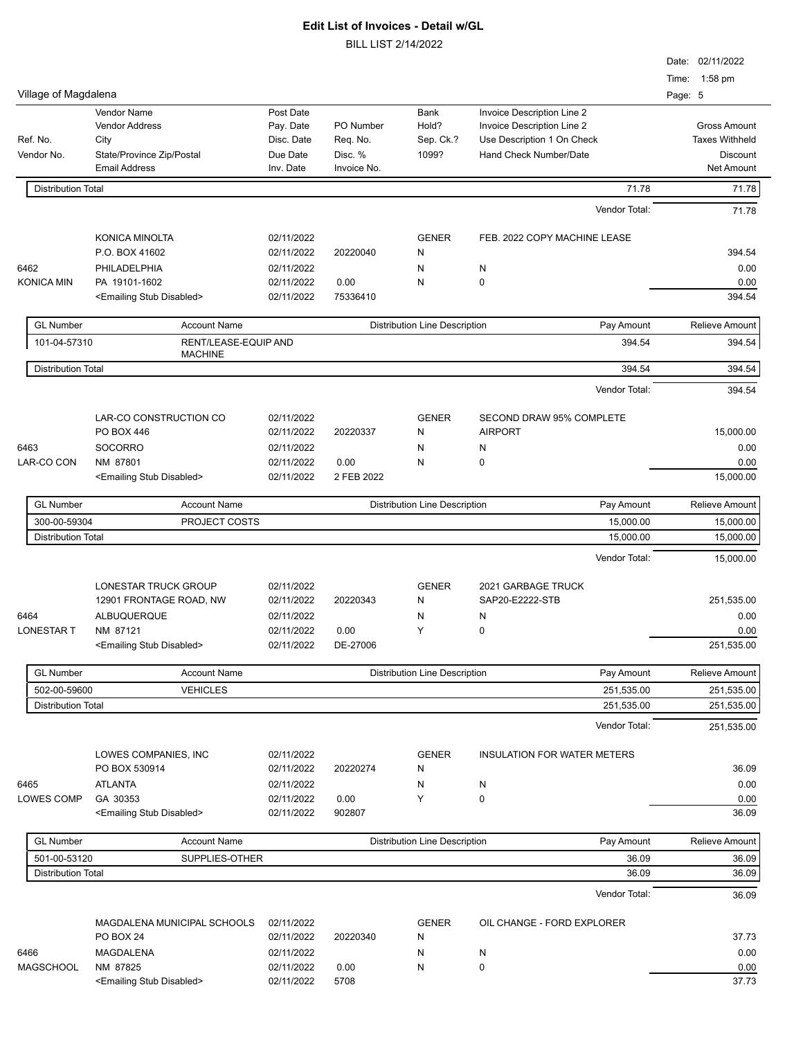# Edit List of Invoices - Detail w/GL

BILL LIST 2/14/2022

Date: 02/11/2022
Time: 1:58 pm

Village of Magdalena

| Ref. No. / Vendor No. | Vendor Name / Vendor Address / City / State/Province Zip/Postal / Email Address | Post Date / Pay. Date / Disc. Date / Due Date / Inv. Date | PO Number / Req. No. / Disc. % / Invoice No. | Bank / Hold? / Sep. Ck.? / 1099? | Invoice Description Line 2 / Invoice Description Line 2 / Use Description 1 On Check / Hand Check Number/Date | Gross Amount / Taxes Withheld / Discount / Net Amount |
|---|---|---|---|---|---|---|

| Distribution Total | | | | 71.78 | 71.78 |
|---|---|---|---|---|---|

Vendor Total: 71.78

| Ref. No. / Vendor No. | Vendor | Dates | PO / Req. / Disc. % / Invoice No. | Bank / Hold? / Sep. Ck.? / 1099? | Description | Amounts |
|---|---|---|---|---|---|---|
| | KONICA MINOLTA | 02/11/2022 | | GENER | FEB. 2022 COPY MACHINE LEASE | |
| | P.O. BOX 41602 | 02/11/2022 | 20220040 | N | | 394.54 |
| 6462 | PHILADELPHIA | 02/11/2022 | | N | N | 0.00 |
| KONICA MIN | PA 19101-1602 | 02/11/2022 | 0.00 | N | 0 | 0.00 |
| | <Emailing Stub Disabled> | 02/11/2022 | 75336410 | | | 394.54 |

| GL Number | Account Name | Distribution Line Description | Pay Amount | Relieve Amount |
|---|---|---|---|---|
| 101-04-57310 | RENT/LEASE-EQUIP AND MACHINE | | 394.54 | 394.54 |
| Distribution Total | | | 394.54 | 394.54 |

Vendor Total: 394.54

| Ref. No. / Vendor No. | Vendor | Dates | PO / Req. / Disc. % / Invoice No. | Bank / Hold? / Sep. Ck.? / 1099? | Description | Amounts |
|---|---|---|---|---|---|---|
| | LAR-CO CONSTRUCTION CO | 02/11/2022 | | GENER | SECOND DRAW 95% COMPLETE | |
| | PO BOX 446 | 02/11/2022 | 20220337 | N | AIRPORT | 15,000.00 |
| 6463 | SOCORRO | 02/11/2022 | | N | N | 0.00 |
| LAR-CO CON | NM 87801 | 02/11/2022 | 0.00 | N | 0 | 0.00 |
| | <Emailing Stub Disabled> | 02/11/2022 | 2 FEB 2022 | | | 15,000.00 |

| GL Number | Account Name | Distribution Line Description | Pay Amount | Relieve Amount |
|---|---|---|---|---|
| 300-00-59304 | PROJECT COSTS | | 15,000.00 | 15,000.00 |
| Distribution Total | | | 15,000.00 | 15,000.00 |

Vendor Total: 15,000.00

| Ref. No. / Vendor No. | Vendor | Dates | PO / Req. / Disc. % / Invoice No. | Bank / Hold? / Sep. Ck.? / 1099? | Description | Amounts |
|---|---|---|---|---|---|---|
| | LONESTAR TRUCK GROUP | 02/11/2022 | | GENER | 2021 GARBAGE TRUCK | |
| | 12901 FRONTAGE ROAD, NW | 02/11/2022 | 20220343 | N | SAP20-E2222-STB | 251,535.00 |
| 6464 | ALBUQUERQUE | 02/11/2022 | | N | N | 0.00 |
| LONESTAR T | NM 87121 | 02/11/2022 | 0.00 | Y | 0 | 0.00 |
| | <Emailing Stub Disabled> | 02/11/2022 | DE-27006 | | | 251,535.00 |

| GL Number | Account Name | Distribution Line Description | Pay Amount | Relieve Amount |
|---|---|---|---|---|
| 502-00-59600 | VEHICLES | | 251,535.00 | 251,535.00 |
| Distribution Total | | | 251,535.00 | 251,535.00 |

Vendor Total: 251,535.00

| Ref. No. / Vendor No. | Vendor | Dates | PO / Req. / Disc. % / Invoice No. | Bank / Hold? / Sep. Ck.? / 1099? | Description | Amounts |
|---|---|---|---|---|---|---|
| | LOWES COMPANIES, INC | 02/11/2022 | | GENER | INSULATION FOR WATER METERS | |
| | PO BOX 530914 | 02/11/2022 | 20220274 | N | | 36.09 |
| 6465 | ATLANTA | 02/11/2022 | | N | N | 0.00 |
| LOWES COMP | GA 30353 | 02/11/2022 | 0.00 | Y | 0 | 0.00 |
| | <Emailing Stub Disabled> | 02/11/2022 | 902807 | | | 36.09 |

| GL Number | Account Name | Distribution Line Description | Pay Amount | Relieve Amount |
|---|---|---|---|---|
| 501-00-53120 | SUPPLIES-OTHER | | 36.09 | 36.09 |
| Distribution Total | | | 36.09 | 36.09 |

Vendor Total: 36.09

| Ref. No. / Vendor No. | Vendor | Dates | PO / Req. / Disc. % / Invoice No. | Bank / Hold? / Sep. Ck.? / 1099? | Description | Amounts |
|---|---|---|---|---|---|---|
| | MAGDALENA MUNICIPAL SCHOOLS | 02/11/2022 | | GENER | OIL CHANGE - FORD EXPLORER | |
| | PO BOX 24 | 02/11/2022 | 20220340 | N | | 37.73 |
| 6466 | MAGDALENA | 02/11/2022 | | N | N | 0.00 |
| MAGSCHOOL | NM 87825 | 02/11/2022 | 0.00 | N | 0 | 0.00 |
| | <Emailing Stub Disabled> | 02/11/2022 | 5708 | | | 37.73 |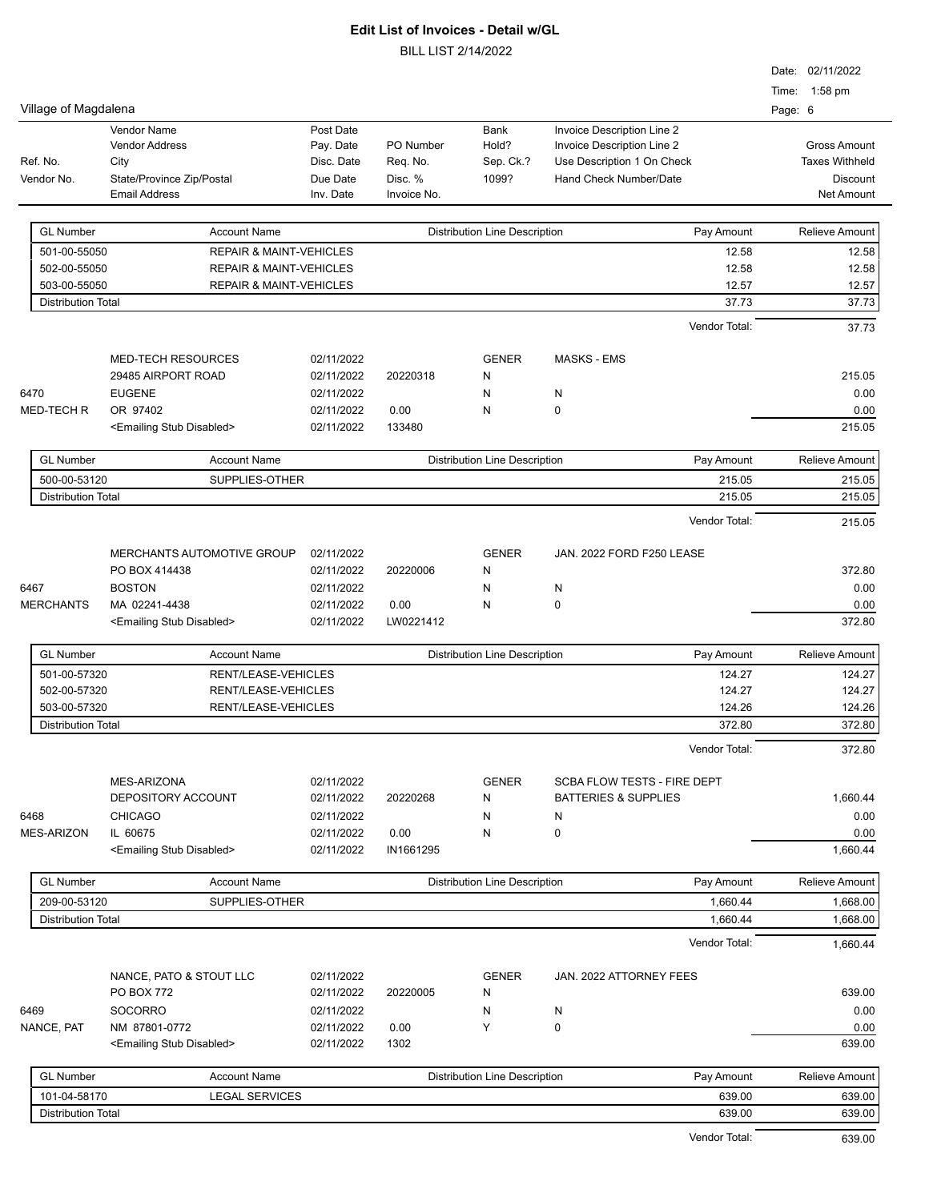# Edit List of Invoices - Detail w/GL

BILL LIST 2/14/2022

Village of Magdalena

Date: 02/11/2022
Time: 1:58 pm

| Ref. No. / Vendor No. | Vendor Name / Vendor Address / City / State/Province Zip/Postal / Email Address | Post Date / Pay. Date / Disc. Date / Due Date / Inv. Date | PO Number / Req. No. / Disc. % / Invoice No. | Bank / Hold? / Sep. Ck.? / 1099? | Invoice Description Line 2 / Invoice Description Line 2 / Use Description 1 On Check / Hand Check Number/Date | Gross Amount / Taxes Withheld / Discount / Net Amount |
|---|---|---|---|---|---|---|

| GL Number | Account Name | Distribution Line Description | Pay Amount | Relieve Amount |
|---|---|---|---|---|
| 501-00-55050 | REPAIR & MAINT-VEHICLES | | 12.58 | 12.58 |
| 502-00-55050 | REPAIR & MAINT-VEHICLES | | 12.58 | 12.58 |
| 503-00-55050 | REPAIR & MAINT-VEHICLES | | 12.57 | 12.57 |
| Distribution Total | | | 37.73 | 37.73 |

Vendor Total: 37.73

| Ref. No. / Vendor No. | Vendor | Dates | PO / Req. / Disc. % / Invoice No. | Bank / Hold / Sep. Ck. / 1099 | Description | Amounts |
|---|---|---|---|---|---|---|
| | MED-TECH RESOURCES | 02/11/2022 | | GENER | MASKS - EMS | |
| | 29485 AIRPORT ROAD | 02/11/2022 | 20220318 | N | | 215.05 |
| 6470 | EUGENE | 02/11/2022 | | N | N | 0.00 |
| MED-TECH R | OR 97402 | 02/11/2022 | 0.00 | N | 0 | 0.00 |
| | <Emailing Stub Disabled> | 02/11/2022 | 133480 | | | 215.05 |

| GL Number | Account Name | Distribution Line Description | Pay Amount | Relieve Amount |
|---|---|---|---|---|
| 500-00-53120 | SUPPLIES-OTHER | | 215.05 | 215.05 |
| Distribution Total | | | 215.05 | 215.05 |

Vendor Total: 215.05

| Ref. No. / Vendor No. | Vendor | Dates | PO / Req. / Disc. % / Invoice No. | Bank / Hold / Sep. Ck. / 1099 | Description | Amounts |
|---|---|---|---|---|---|---|
| | MERCHANTS AUTOMOTIVE GROUP | 02/11/2022 | | GENER | JAN. 2022 FORD F250 LEASE | |
| | PO BOX 414438 | 02/11/2022 | 20220006 | N | | 372.80 |
| 6467 | BOSTON | 02/11/2022 | | N | N | 0.00 |
| MERCHANTS | MA 02241-4438 | 02/11/2022 | 0.00 | N | 0 | 0.00 |
| | <Emailing Stub Disabled> | 02/11/2022 | LW0221412 | | | 372.80 |

| GL Number | Account Name | Distribution Line Description | Pay Amount | Relieve Amount |
|---|---|---|---|---|
| 501-00-57320 | RENT/LEASE-VEHICLES | | 124.27 | 124.27 |
| 502-00-57320 | RENT/LEASE-VEHICLES | | 124.27 | 124.27 |
| 503-00-57320 | RENT/LEASE-VEHICLES | | 124.26 | 124.26 |
| Distribution Total | | | 372.80 | 372.80 |

Vendor Total: 372.80

| Ref. No. / Vendor No. | Vendor | Dates | PO / Req. / Disc. % / Invoice No. | Bank / Hold / Sep. Ck. / 1099 | Description | Amounts |
|---|---|---|---|---|---|---|
| | MES-ARIZONA | 02/11/2022 | | GENER | SCBA FLOW TESTS - FIRE DEPT | |
| | DEPOSITORY ACCOUNT | 02/11/2022 | 20220268 | N | BATTERIES & SUPPLIES | 1,660.44 |
| 6468 | CHICAGO | 02/11/2022 | | N | N | 0.00 |
| MES-ARIZON | IL 60675 | 02/11/2022 | 0.00 | N | 0 | 0.00 |
| | <Emailing Stub Disabled> | 02/11/2022 | IN1661295 | | | 1,660.44 |

| GL Number | Account Name | Distribution Line Description | Pay Amount | Relieve Amount |
|---|---|---|---|---|
| 209-00-53120 | SUPPLIES-OTHER | | 1,660.44 | 1,668.00 |
| Distribution Total | | | 1,660.44 | 1,668.00 |

Vendor Total: 1,660.44

| Ref. No. / Vendor No. | Vendor | Dates | PO / Req. / Disc. % / Invoice No. | Bank / Hold / Sep. Ck. / 1099 | Description | Amounts |
|---|---|---|---|---|---|---|
| | NANCE, PATO & STOUT LLC | 02/11/2022 | | GENER | JAN. 2022 ATTORNEY FEES | |
| | PO BOX 772 | 02/11/2022 | 20220005 | N | | 639.00 |
| 6469 | SOCORRO | 02/11/2022 | | N | N | 0.00 |
| NANCE, PAT | NM 87801-0772 | 02/11/2022 | 0.00 | Y | 0 | 0.00 |
| | <Emailing Stub Disabled> | 02/11/2022 | 1302 | | | 639.00 |

| GL Number | Account Name | Distribution Line Description | Pay Amount | Relieve Amount |
|---|---|---|---|---|
| 101-04-58170 | LEGAL SERVICES | | 639.00 | 639.00 |
| Distribution Total | | | 639.00 | 639.00 |

Vendor Total: 639.00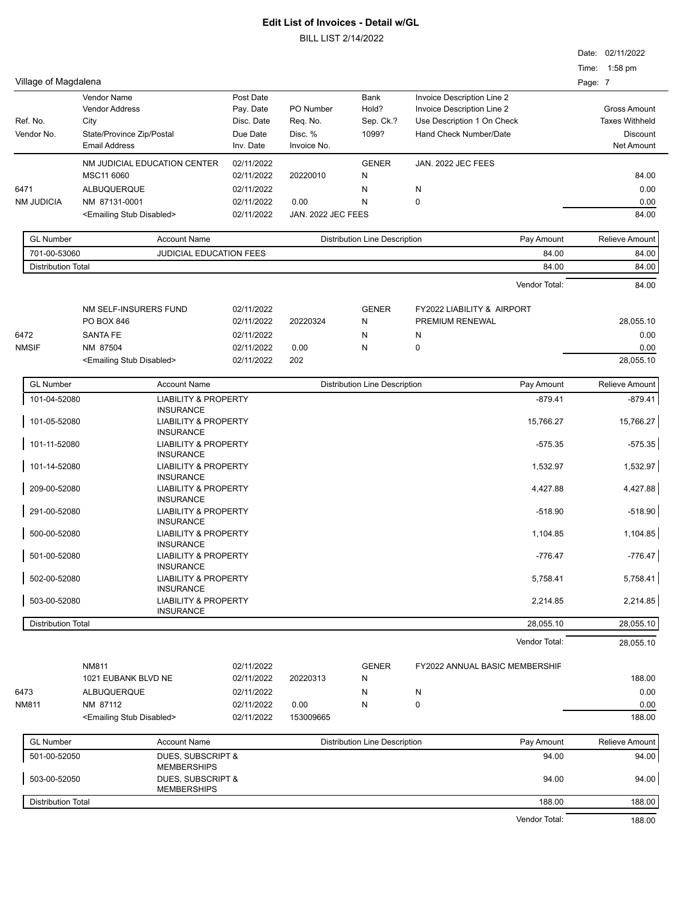# Edit List of Invoices - Detail w/GL

BILL LIST 2/14/2022

Date: 02/11/2022

Time: 1:58 pm

Village of Magdalena

| Ref. No. / Vendor No. | Vendor Name / Vendor Address / City / State/Province Zip/Postal / Email Address | Post Date / Pay. Date / Disc. Date / Due Date / Inv. Date | PO Number / Req. No. / Disc. % / Invoice No. | Bank / Hold? / Sep. Ck.? / 1099? | Invoice Description Line 2 / Invoice Description Line 2 / Use Description 1 On Check / Hand Check Number/Date | Gross Amount / Taxes Withheld / Discount / Net Amount |
|---|---|---|---|---|---|---|

| | | | | | | |
|---|---|---|---|---|---|---|
| | NM JUDICIAL EDUCATION CENTER | 02/11/2022 | | GENER | JAN. 2022 JEC FEES | |
| | MSC11 6060 | 02/11/2022 | 20220010 | N | | 84.00 |
| 6471 | ALBUQUERQUE | 02/11/2022 | | N | N | 0.00 |
| NM JUDICIA | NM 87131-0001 | 02/11/2022 | 0.00 | N | 0 | 0.00 |
| | <Emailing Stub Disabled> | 02/11/2022 | JAN. 2022 JEC FEES | | | 84.00 |

| GL Number | Account Name | Distribution Line Description | Pay Amount | Relieve Amount |
|---|---|---|---|---|
| 701-00-53060 | JUDICIAL EDUCATION FEES | | 84.00 | 84.00 |
| Distribution Total | | | 84.00 | 84.00 |

Vendor Total: 84.00

| | | | | | | |
|---|---|---|---|---|---|---|
| | NM SELF-INSURERS FUND | 02/11/2022 | | GENER | FY2022 LIABILITY & AIRPORT | |
| | PO BOX 846 | 02/11/2022 | 20220324 | N | PREMIUM RENEWAL | 28,055.10 |
| 6472 | SANTA FE | 02/11/2022 | | N | N | 0.00 |
| NMSIF | NM 87504 | 02/11/2022 | 0.00 | N | 0 | 0.00 |
| | <Emailing Stub Disabled> | 02/11/2022 | 202 | | | 28,055.10 |

| GL Number | Account Name | Distribution Line Description | Pay Amount | Relieve Amount |
|---|---|---|---|---|
| 101-04-52080 | LIABILITY & PROPERTY INSURANCE | | -879.41 | -879.41 |
| 101-05-52080 | LIABILITY & PROPERTY INSURANCE | | 15,766.27 | 15,766.27 |
| 101-11-52080 | LIABILITY & PROPERTY INSURANCE | | -575.35 | -575.35 |
| 101-14-52080 | LIABILITY & PROPERTY INSURANCE | | 1,532.97 | 1,532.97 |
| 209-00-52080 | LIABILITY & PROPERTY INSURANCE | | 4,427.88 | 4,427.88 |
| 291-00-52080 | LIABILITY & PROPERTY INSURANCE | | -518.90 | -518.90 |
| 500-00-52080 | LIABILITY & PROPERTY INSURANCE | | 1,104.85 | 1,104.85 |
| 501-00-52080 | LIABILITY & PROPERTY INSURANCE | | -776.47 | -776.47 |
| 502-00-52080 | LIABILITY & PROPERTY INSURANCE | | 5,758.41 | 5,758.41 |
| 503-00-52080 | LIABILITY & PROPERTY INSURANCE | | 2,214.85 | 2,214.85 |
| Distribution Total | | | 28,055.10 | 28,055.10 |

Vendor Total: 28,055.10

| | | | | | | |
|---|---|---|---|---|---|---|
| | NM811 | 02/11/2022 | | GENER | FY2022 ANNUAL BASIC MEMBERSHIF | |
| | 1021 EUBANK BLVD NE | 02/11/2022 | 20220313 | N | | 188.00 |
| 6473 | ALBUQUERQUE | 02/11/2022 | | N | N | 0.00 |
| NM811 | NM 87112 | 02/11/2022 | 0.00 | N | 0 | 0.00 |
| | <Emailing Stub Disabled> | 02/11/2022 | 153009665 | | | 188.00 |

| GL Number | Account Name | Distribution Line Description | Pay Amount | Relieve Amount |
|---|---|---|---|---|
| 501-00-52050 | DUES, SUBSCRIPT & MEMBERSHIPS | | 94.00 | 94.00 |
| 503-00-52050 | DUES, SUBSCRIPT & MEMBERSHIPS | | 94.00 | 94.00 |
| Distribution Total | | | 188.00 | 188.00 |

Vendor Total: 188.00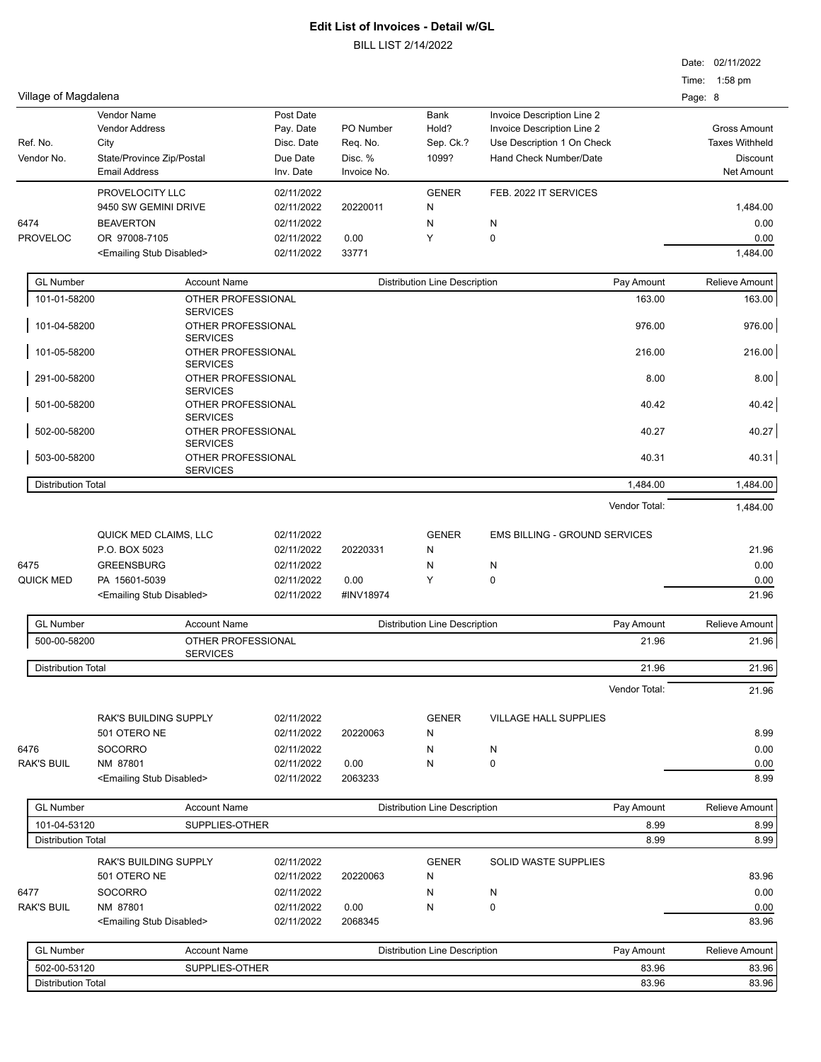# Edit List of Invoices - Detail w/GL

BILL LIST 2/14/2022

Date: 02/11/2022
Time: 1:58 pm

Village of Magdalena

| Ref. No. / Vendor No. | Vendor Name / Vendor Address / City / State/Province Zip/Postal / Email Address | Post Date / Pay. Date / Disc. Date / Due Date / Inv. Date | PO Number / Req. No. / Disc. % / Invoice No. | Bank / Hold? / Sep. Ck.? / 1099? | Invoice Description Line 2 / Invoice Description Line 2 / Use Description 1 On Check / Hand Check Number/Date | Gross Amount / Taxes Withheld / Discount / Net Amount |
|---|---|---|---|---|---|---|

## PROVELOCITY LLC

| | | | | | | |
|---|---|---|---|---|---|---|
| | PROVELOCITY LLC | 02/11/2022 | | GENER | FEB. 2022 IT SERVICES | |
| | 9450 SW GEMINI DRIVE | 02/11/2022 | 20220011 | N | | 1,484.00 |
| 6474 | BEAVERTON | 02/11/2022 | | N | N | 0.00 |
| PROVELOC | OR 97008-7105 | 02/11/2022 | 0.00 | Y | 0 | 0.00 |
| | <Emailing Stub Disabled> | 02/11/2022 | 33771 | | | 1,484.00 |

| GL Number | Account Name | Distribution Line Description | Pay Amount | Relieve Amount |
|---|---|---|---|---|
| 101-01-58200 | OTHER PROFESSIONAL SERVICES | | 163.00 | 163.00 |
| 101-04-58200 | OTHER PROFESSIONAL SERVICES | | 976.00 | 976.00 |
| 101-05-58200 | OTHER PROFESSIONAL SERVICES | | 216.00 | 216.00 |
| 291-00-58200 | OTHER PROFESSIONAL SERVICES | | 8.00 | 8.00 |
| 501-00-58200 | OTHER PROFESSIONAL SERVICES | | 40.42 | 40.42 |
| 502-00-58200 | OTHER PROFESSIONAL SERVICES | | 40.27 | 40.27 |
| 503-00-58200 | OTHER PROFESSIONAL SERVICES | | 40.31 | 40.31 |
| Distribution Total | | | 1,484.00 | 1,484.00 |

Vendor Total: 1,484.00

## QUICK MED CLAIMS, LLC

| | | | | | | |
|---|---|---|---|---|---|---|
| | QUICK MED CLAIMS, LLC | 02/11/2022 | | GENER | EMS BILLING - GROUND SERVICES | |
| | P.O. BOX 5023 | 02/11/2022 | 20220331 | N | | 21.96 |
| 6475 | GREENSBURG | 02/11/2022 | | N | N | 0.00 |
| QUICK MED | PA 15601-5039 | 02/11/2022 | 0.00 | Y | 0 | 0.00 |
| | <Emailing Stub Disabled> | 02/11/2022 | #INV18974 | | | 21.96 |

| GL Number | Account Name | Distribution Line Description | Pay Amount | Relieve Amount |
|---|---|---|---|---|
| 500-00-58200 | OTHER PROFESSIONAL SERVICES | | 21.96 | 21.96 |
| Distribution Total | | | 21.96 | 21.96 |

Vendor Total: 21.96

## RAK'S BUILDING SUPPLY

| | | | | | | |
|---|---|---|---|---|---|---|
| | RAK'S BUILDING SUPPLY | 02/11/2022 | | GENER | VILLAGE HALL SUPPLIES | |
| | 501 OTERO NE | 02/11/2022 | 20220063 | N | | 8.99 |
| 6476 | SOCORRO | 02/11/2022 | | N | N | 0.00 |
| RAK'S BUIL | NM 87801 | 02/11/2022 | 0.00 | N | 0 | 0.00 |
| | <Emailing Stub Disabled> | 02/11/2022 | 2063233 | | | 8.99 |

| GL Number | Account Name | Distribution Line Description | Pay Amount | Relieve Amount |
|---|---|---|---|---|
| 101-04-53120 | SUPPLIES-OTHER | | 8.99 | 8.99 |
| Distribution Total | | | 8.99 | 8.99 |

| | | | | | | |
|---|---|---|---|---|---|---|
| | RAK'S BUILDING SUPPLY | 02/11/2022 | | GENER | SOLID WASTE SUPPLIES | |
| | 501 OTERO NE | 02/11/2022 | 20220063 | N | | 83.96 |
| 6477 | SOCORRO | 02/11/2022 | | N | N | 0.00 |
| RAK'S BUIL | NM 87801 | 02/11/2022 | 0.00 | N | 0 | 0.00 |
| | <Emailing Stub Disabled> | 02/11/2022 | 2068345 | | | 83.96 |

| GL Number | Account Name | Distribution Line Description | Pay Amount | Relieve Amount |
|---|---|---|---|---|
| 502-00-53120 | SUPPLIES-OTHER | | 83.96 | 83.96 |
| Distribution Total | | | 83.96 | 83.96 |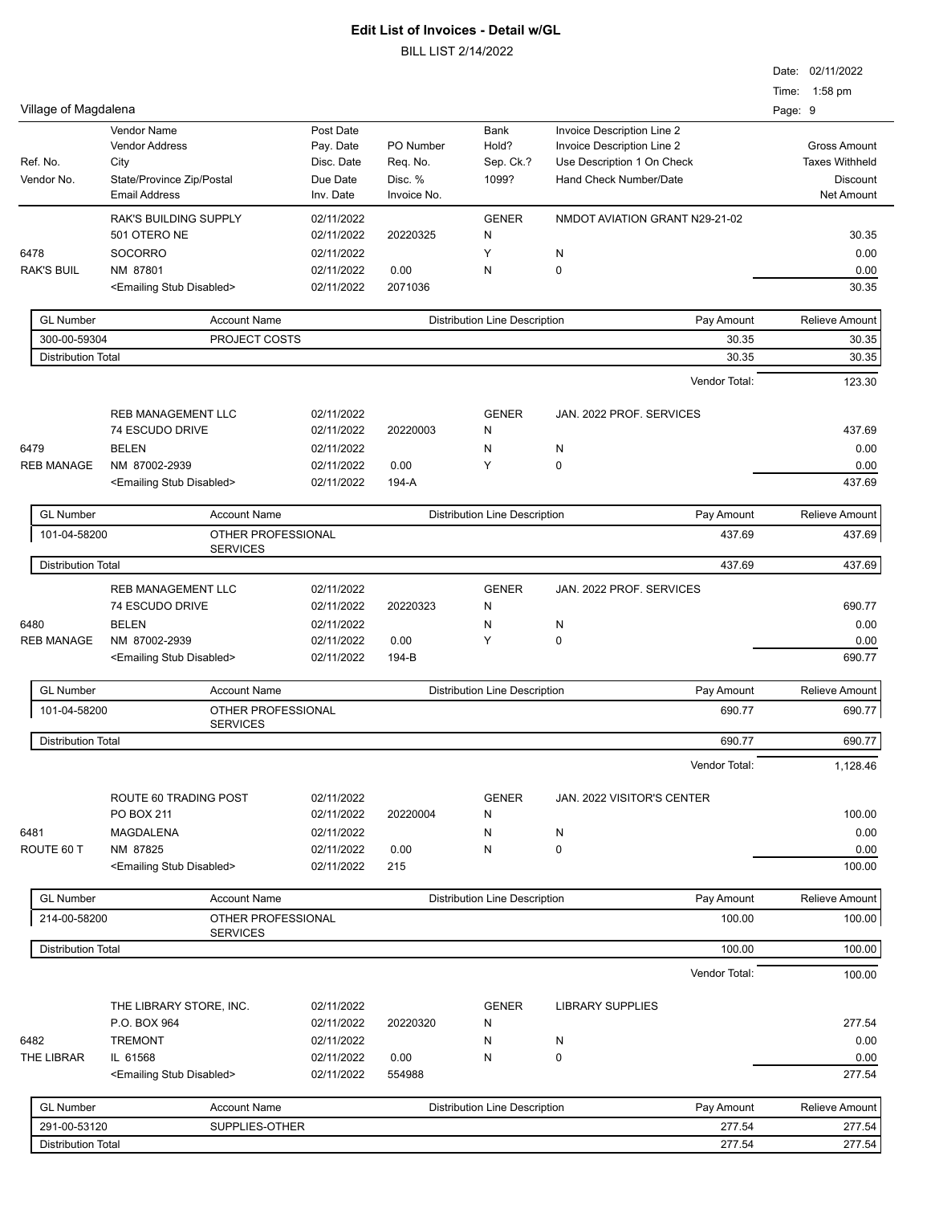# Edit List of Invoices - Detail w/GL

BILL LIST 2/14/2022

Date: 02/11/2022
Time: 1:58 pm

Village of Magdalena

| Ref. No. / Vendor No. | Vendor Name / Vendor Address / City / State/Province Zip/Postal / Email Address | Post Date / Pay. Date / Disc. Date / Due Date / Inv. Date | PO Number / Req. No. / Disc. % / Invoice No. | Bank / Hold? / Sep. Ck.? / 1099? | Invoice Description Line 2 / Invoice Description Line 2 / Use Description 1 On Check / Hand Check Number/Date | Gross Amount / Taxes Withheld / Discount / Net Amount |
|---|---|---|---|---|---|---|

## 6478 — RAK'S BUIL

| | | | | | | |
|---|---|---|---|---|---|---|
| | RAK'S BUILDING SUPPLY | 02/11/2022 | | GENER | NMDOT AVIATION GRANT N29-21-02 | |
| | 501 OTERO NE | 02/11/2022 | 20220325 | N | | 30.35 |
| 6478 | SOCORRO | 02/11/2022 | | Y | N | 0.00 |
| RAK'S BUIL | NM 87801 | 02/11/2022 | 0.00 | N | 0 | 0.00 |
| | <Emailing Stub Disabled> | 02/11/2022 | 2071036 | | | 30.35 |

| GL Number | Account Name | Distribution Line Description | Pay Amount | Relieve Amount |
|---|---|---|---|---|
| 300-00-59304 | PROJECT COSTS | | 30.35 | 30.35 |
| Distribution Total | | | 30.35 | 30.35 |

Vendor Total: 123.30

## 6479 — REB MANAGE

| | | | | | | |
|---|---|---|---|---|---|---|
| | REB MANAGEMENT LLC | 02/11/2022 | | GENER | JAN. 2022 PROF. SERVICES | |
| | 74 ESCUDO DRIVE | 02/11/2022 | 20220003 | N | | 437.69 |
| 6479 | BELEN | 02/11/2022 | | N | N | 0.00 |
| REB MANAGE | NM 87002-2939 | 02/11/2022 | 0.00 | Y | 0 | 0.00 |
| | <Emailing Stub Disabled> | 02/11/2022 | 194-A | | | 437.69 |

| GL Number | Account Name | Distribution Line Description | Pay Amount | Relieve Amount |
|---|---|---|---|---|
| 101-04-58200 | OTHER PROFESSIONAL SERVICES | | 437.69 | 437.69 |
| Distribution Total | | | 437.69 | 437.69 |

## 6480 — REB MANAGE

| | | | | | | |
|---|---|---|---|---|---|---|
| | REB MANAGEMENT LLC | 02/11/2022 | | GENER | JAN. 2022 PROF. SERVICES | |
| | 74 ESCUDO DRIVE | 02/11/2022 | 20220323 | N | | 690.77 |
| 6480 | BELEN | 02/11/2022 | | N | N | 0.00 |
| REB MANAGE | NM 87002-2939 | 02/11/2022 | 0.00 | Y | 0 | 0.00 |
| | <Emailing Stub Disabled> | 02/11/2022 | 194-B | | | 690.77 |

| GL Number | Account Name | Distribution Line Description | Pay Amount | Relieve Amount |
|---|---|---|---|---|
| 101-04-58200 | OTHER PROFESSIONAL SERVICES | | 690.77 | 690.77 |
| Distribution Total | | | 690.77 | 690.77 |

Vendor Total: 1,128.46

## 6481 — ROUTE 60 T

| | | | | | | |
|---|---|---|---|---|---|---|
| | ROUTE 60 TRADING POST | 02/11/2022 | | GENER | JAN. 2022 VISITOR'S CENTER | |
| | PO BOX 211 | 02/11/2022 | 20220004 | N | | 100.00 |
| 6481 | MAGDALENA | 02/11/2022 | | N | N | 0.00 |
| ROUTE 60 T | NM 87825 | 02/11/2022 | 0.00 | N | 0 | 0.00 |
| | <Emailing Stub Disabled> | 02/11/2022 | 215 | | | 100.00 |

| GL Number | Account Name | Distribution Line Description | Pay Amount | Relieve Amount |
|---|---|---|---|---|
| 214-00-58200 | OTHER PROFESSIONAL SERVICES | | 100.00 | 100.00 |
| Distribution Total | | | 100.00 | 100.00 |

Vendor Total: 100.00

## 6482 — THE LIBRAR

| | | | | | | |
|---|---|---|---|---|---|---|
| | THE LIBRARY STORE, INC. | 02/11/2022 | | GENER | LIBRARY SUPPLIES | |
| | P.O. BOX 964 | 02/11/2022 | 20220320 | N | | 277.54 |
| 6482 | TREMONT | 02/11/2022 | | N | N | 0.00 |
| THE LIBRAR | IL 61568 | 02/11/2022 | 0.00 | N | 0 | 0.00 |
| | <Emailing Stub Disabled> | 02/11/2022 | 554988 | | | 277.54 |

| GL Number | Account Name | Distribution Line Description | Pay Amount | Relieve Amount |
|---|---|---|---|---|
| 291-00-53120 | SUPPLIES-OTHER | | 277.54 | 277.54 |
| Distribution Total | | | 277.54 | 277.54 |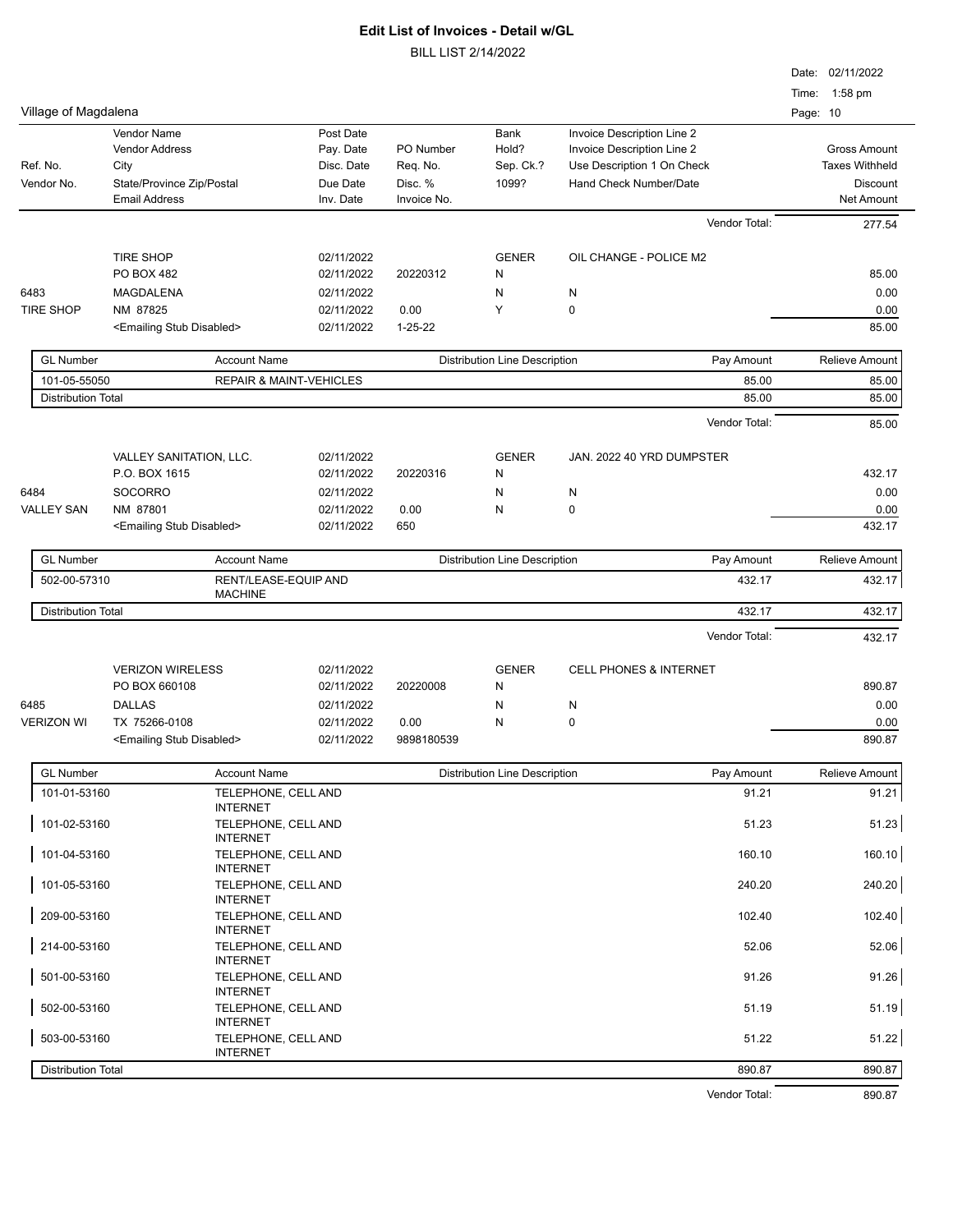# Edit List of Invoices - Detail w/GL

BILL LIST 2/14/2022

Date: 02/11/2022
Time: 1:58 pm

Village of Magdalena

| Ref. No. / Vendor No. | Vendor Name / Vendor Address / City / State/Province Zip/Postal / Email Address | Post Date / Pay. Date / Disc. Date / Due Date / Inv. Date | PO Number / Req. No. / Disc. % / Invoice No. | Bank / Hold? / Sep. Ck.? / 1099? | Invoice Description Line 2 / Invoice Description Line 2 / Use Description 1 On Check / Hand Check Number/Date | Gross Amount / Taxes Withheld / Discount / Net Amount |
|---|---|---|---|---|---|---|

Vendor Total: 277.54

| | | | | | | |
|---|---|---|---|---|---|---|
| | TIRE SHOP | 02/11/2022 | | GENER | OIL CHANGE - POLICE M2 | |
| | PO BOX 482 | 02/11/2022 | 20220312 | N | | 85.00 |
| 6483 | MAGDALENA | 02/11/2022 | | N | N | 0.00 |
| TIRE SHOP | NM 87825 | 02/11/2022 | 0.00 | Y | 0 | 0.00 |
| | <Emailing Stub Disabled> | 02/11/2022 | 1-25-22 | | | 85.00 |

| GL Number | Account Name | Distribution Line Description | Pay Amount | Relieve Amount |
|---|---|---|---|---|
| 101-05-55050 | REPAIR & MAINT-VEHICLES | | 85.00 | 85.00 |
| Distribution Total | | | 85.00 | 85.00 |

Vendor Total: 85.00

| | | | | | | |
|---|---|---|---|---|---|---|
| | VALLEY SANITATION, LLC. | 02/11/2022 | | GENER | JAN. 2022 40 YRD DUMPSTER | |
| | P.O. BOX 1615 | 02/11/2022 | 20220316 | N | | 432.17 |
| 6484 | SOCORRO | 02/11/2022 | | N | N | 0.00 |
| VALLEY SAN | NM 87801 | 02/11/2022 | 0.00 | N | 0 | 0.00 |
| | <Emailing Stub Disabled> | 02/11/2022 | 650 | | | 432.17 |

| GL Number | Account Name | Distribution Line Description | Pay Amount | Relieve Amount |
|---|---|---|---|---|
| 502-00-57310 | RENT/LEASE-EQUIP AND MACHINE | | 432.17 | 432.17 |
| Distribution Total | | | 432.17 | 432.17 |

Vendor Total: 432.17

| | | | | | | |
|---|---|---|---|---|---|---|
| | VERIZON WIRELESS | 02/11/2022 | | GENER | CELL PHONES & INTERNET | |
| | PO BOX 660108 | 02/11/2022 | 20220008 | N | | 890.87 |
| 6485 | DALLAS | 02/11/2022 | | N | N | 0.00 |
| VERIZON WI | TX 75266-0108 | 02/11/2022 | 0.00 | N | 0 | 0.00 |
| | <Emailing Stub Disabled> | 02/11/2022 | 9898180539 | | | 890.87 |

| GL Number | Account Name | Distribution Line Description | Pay Amount | Relieve Amount |
|---|---|---|---|---|
| 101-01-53160 | TELEPHONE, CELL AND INTERNET | | 91.21 | 91.21 |
| 101-02-53160 | TELEPHONE, CELL AND INTERNET | | 51.23 | 51.23 |
| 101-04-53160 | TELEPHONE, CELL AND INTERNET | | 160.10 | 160.10 |
| 101-05-53160 | TELEPHONE, CELL AND INTERNET | | 240.20 | 240.20 |
| 209-00-53160 | TELEPHONE, CELL AND INTERNET | | 102.40 | 102.40 |
| 214-00-53160 | TELEPHONE, CELL AND INTERNET | | 52.06 | 52.06 |
| 501-00-53160 | TELEPHONE, CELL AND INTERNET | | 91.26 | 91.26 |
| 502-00-53160 | TELEPHONE, CELL AND INTERNET | | 51.19 | 51.19 |
| 503-00-53160 | TELEPHONE, CELL AND INTERNET | | 51.22 | 51.22 |
| Distribution Total | | | 890.87 | 890.87 |

Vendor Total: 890.87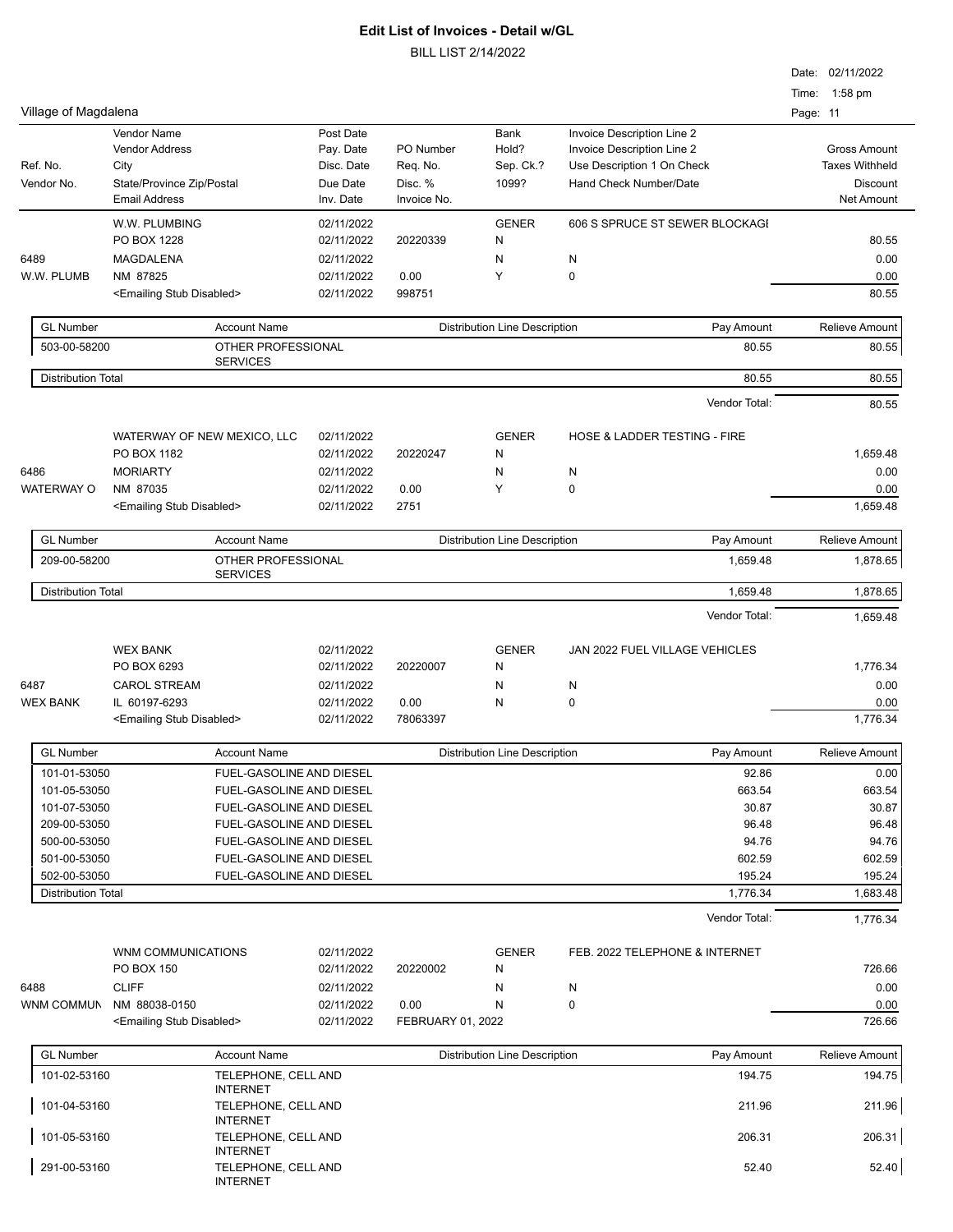# Edit List of Invoices - Detail w/GL

BILL LIST 2/14/2022

Date: 02/11/2022

Time: 1:58 pm

Village of Magdalena

| Ref. No. / Vendor No. | Vendor Name / Vendor Address / City / State/Province Zip/Postal / Email Address | Post Date / Pay. Date / Disc. Date / Due Date / Inv. Date | PO Number / Req. No. / Disc. % / Invoice No. | Bank / Hold? / Sep. Ck.? / 1099? | Invoice Description Line 2 / Invoice Description Line 2 / Use Description 1 On Check / Hand Check Number/Date | Gross Amount / Taxes Withheld / Discount / Net Amount |
|---|---|---|---|---|---|---|

## W.W. PLUMBING

| | | | | | | |
|---|---|---|---|---|---|---|
| | W.W. PLUMBING | 02/11/2022 | | GENER | 606 S SPRUCE ST SEWER BLOCKAGI | |
| | PO BOX 1228 | 02/11/2022 | 20220339 | N | | 80.55 |
| 6489 | MAGDALENA | 02/11/2022 | | N | N | 0.00 |
| W.W. PLUMB | NM 87825 | 02/11/2022 | 0.00 | Y | 0 | 0.00 |
| | <Emailing Stub Disabled> | 02/11/2022 | 998751 | | | 80.55 |

| GL Number | Account Name | Distribution Line Description | Pay Amount | Relieve Amount |
|---|---|---|---|---|
| 503-00-58200 | OTHER PROFESSIONAL SERVICES | | 80.55 | 80.55 |
| Distribution Total | | | 80.55 | 80.55 |

Vendor Total: 80.55

## WATERWAY OF NEW MEXICO, LLC

| | | | | | | |
|---|---|---|---|---|---|---|
| | WATERWAY OF NEW MEXICO, LLC | 02/11/2022 | | GENER | HOSE & LADDER TESTING - FIRE | |
| | PO BOX 1182 | 02/11/2022 | 20220247 | N | | 1,659.48 |
| 6486 | MORIARTY | 02/11/2022 | | N | N | 0.00 |
| WATERWAY O | NM 87035 | 02/11/2022 | 0.00 | Y | 0 | 0.00 |
| | <Emailing Stub Disabled> | 02/11/2022 | 2751 | | | 1,659.48 |

| GL Number | Account Name | Distribution Line Description | Pay Amount | Relieve Amount |
|---|---|---|---|---|
| 209-00-58200 | OTHER PROFESSIONAL SERVICES | | 1,659.48 | 1,878.65 |
| Distribution Total | | | 1,659.48 | 1,878.65 |

Vendor Total: 1,659.48

## WEX BANK

| | | | | | | |
|---|---|---|---|---|---|---|
| | WEX BANK | 02/11/2022 | | GENER | JAN 2022 FUEL VILLAGE VEHICLES | |
| | PO BOX 6293 | 02/11/2022 | 20220007 | N | | 1,776.34 |
| 6487 | CAROL STREAM | 02/11/2022 | | N | N | 0.00 |
| WEX BANK | IL 60197-6293 | 02/11/2022 | 0.00 | N | 0 | 0.00 |
| | <Emailing Stub Disabled> | 02/11/2022 | 78063397 | | | 1,776.34 |

| GL Number | Account Name | Distribution Line Description | Pay Amount | Relieve Amount |
|---|---|---|---|---|
| 101-01-53050 | FUEL-GASOLINE AND DIESEL | | 92.86 | 0.00 |
| 101-05-53050 | FUEL-GASOLINE AND DIESEL | | 663.54 | 663.54 |
| 101-07-53050 | FUEL-GASOLINE AND DIESEL | | 30.87 | 30.87 |
| 209-00-53050 | FUEL-GASOLINE AND DIESEL | | 96.48 | 96.48 |
| 500-00-53050 | FUEL-GASOLINE AND DIESEL | | 94.76 | 94.76 |
| 501-00-53050 | FUEL-GASOLINE AND DIESEL | | 602.59 | 602.59 |
| 502-00-53050 | FUEL-GASOLINE AND DIESEL | | 195.24 | 195.24 |
| Distribution Total | | | 1,776.34 | 1,683.48 |

Vendor Total: 1,776.34

## WNM COMMUNICATIONS

| | | | | | | |
|---|---|---|---|---|---|---|
| | WNM COMMUNICATIONS | 02/11/2022 | | GENER | FEB. 2022 TELEPHONE & INTERNET | |
| | PO BOX 150 | 02/11/2022 | 20220002 | N | | 726.66 |
| 6488 | CLIFF | 02/11/2022 | | N | N | 0.00 |
| WNM COMMUN | NM 88038-0150 | 02/11/2022 | 0.00 | N | 0 | 0.00 |
| | <Emailing Stub Disabled> | 02/11/2022 | FEBRUARY 01, 2022 | | | 726.66 |

| GL Number | Account Name | Distribution Line Description | Pay Amount | Relieve Amount |
|---|---|---|---|---|
| 101-02-53160 | TELEPHONE, CELL AND INTERNET | | 194.75 | 194.75 |
| 101-04-53160 | TELEPHONE, CELL AND INTERNET | | 211.96 | 211.96 |
| 101-05-53160 | TELEPHONE, CELL AND INTERNET | | 206.31 | 206.31 |
| 291-00-53160 | TELEPHONE, CELL AND INTERNET | | 52.40 | 52.40 |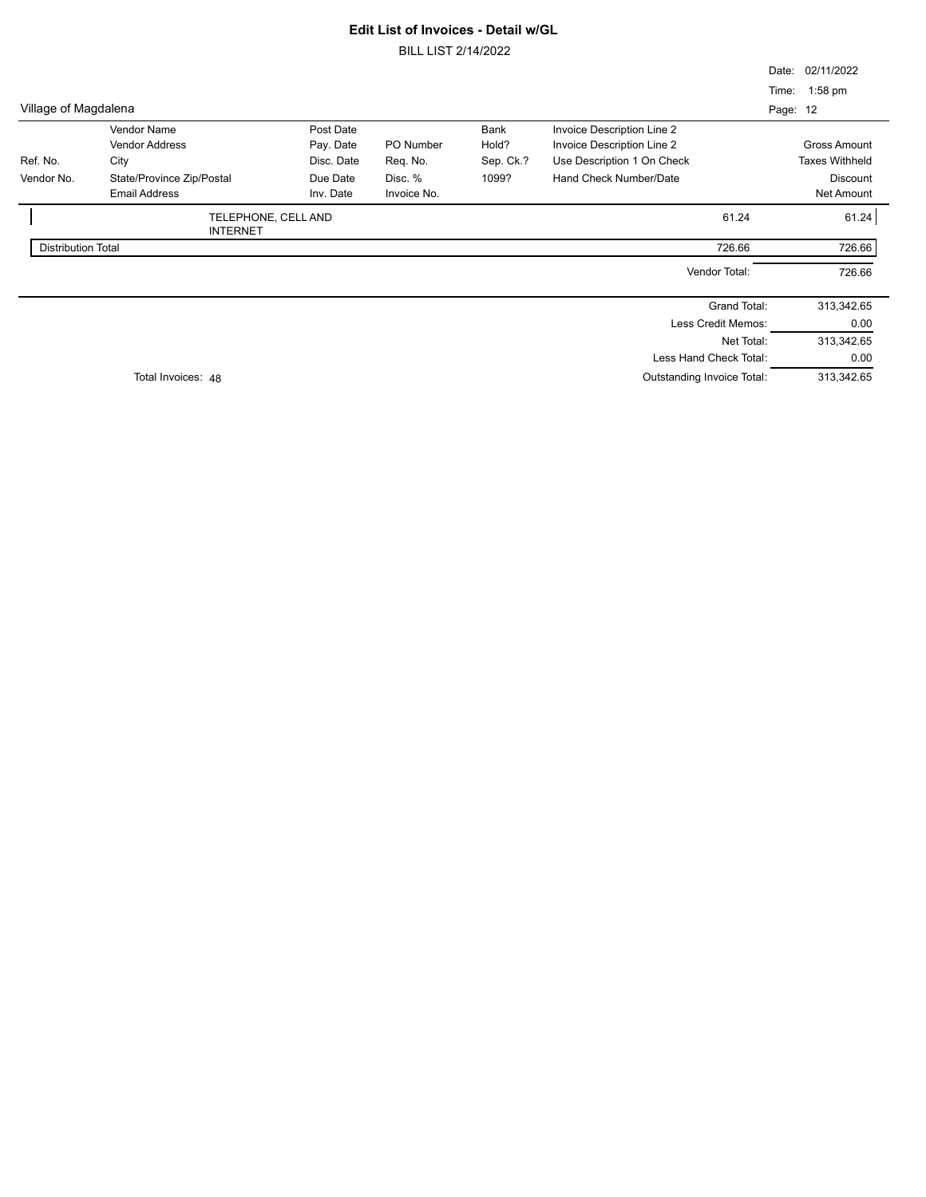# Edit List of Invoices - Detail w/GL

BILL LIST 2/14/2022

Date: 02/11/2022

Time: 1:58 pm

Village of Magdalena

| Ref. No. / Vendor No. | Vendor Name / Vendor Address / City / State/Province Zip/Postal / Email Address | Post Date / Pay. Date / Disc. Date / Due Date / Inv. Date | PO Number / Req. No. / Disc. % / Invoice No. | Bank / Hold? / Sep. Ck.? / 1099? | Invoice Description Line 2 / Invoice Description Line 2 / Use Description 1 On Check / Hand Check Number/Date | | Gross Amount / Taxes Withheld / Discount / Net Amount |
|---|---|---|---|---|---|---|---|
| | TELEPHONE, CELL AND INTERNET | | | | | 61.24 | 61.24 |
| Distribution Total | | | | | | 726.66 | 726.66 |
| | | | | | | Vendor Total: | 726.66 |

| | |
|---|---|
| Grand Total: | 313,342.65 |
| Less Credit Memos: | 0.00 |
| Net Total: | 313,342.65 |
| Less Hand Check Total: | 0.00 |
| Outstanding Invoice Total: | 313,342.65 |

Total Invoices: 48